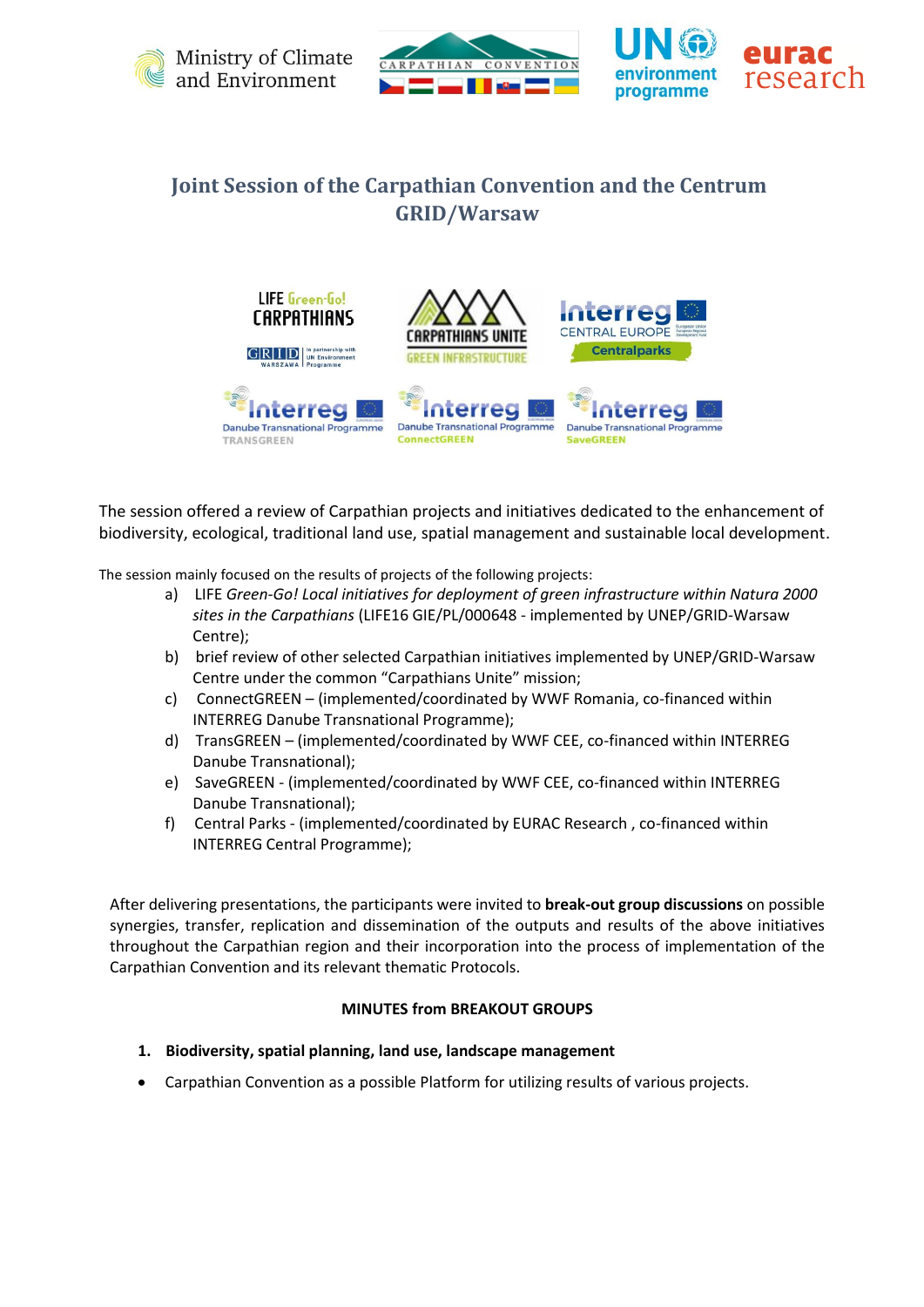# Joint Session of the Carpathian Convention and the Centrum GRID/Warsaw

The session offered a review of Carpathian projects and initiatives dedicated to the enhancement of biodiversity, ecological, traditional land use, spatial management and sustainable local development.

The session mainly focused on the results of projects of the following projects:

a) LIFE *Green-Go! Local initiatives for deployment of green infrastructure within Natura 2000 sites in the Carpathians* (LIFE16 GIE/PL/000648 - implemented by UNEP/GRID-Warsaw Centre);

b) brief review of other selected Carpathian initiatives implemented by UNEP/GRID-Warsaw Centre under the common "Carpathians Unite" mission;

c) ConnectGREEN – (implemented/coordinated by WWF Romania, co-financed within INTERREG Danube Transnational Programme);

d) TransGREEN – (implemented/coordinated by WWF CEE, co-financed within INTERREG Danube Transnational);

e) SaveGREEN - (implemented/coordinated by WWF CEE, co-financed within INTERREG Danube Transnational);

f) Central Parks - (implemented/coordinated by EURAC Research , co-financed within INTERREG Central Programme);

After delivering presentations, the participants were invited to **break-out group discussions** on possible synergies, transfer, replication and dissemination of the outputs and results of the above initiatives throughout the Carpathian region and their incorporation into the process of implementation of the Carpathian Convention and its relevant thematic Protocols.

**MINUTES from BREAKOUT GROUPS**

**1. Biodiversity, spatial planning, land use, landscape management**

- Carpathian Convention as a possible Platform for utilizing results of various projects.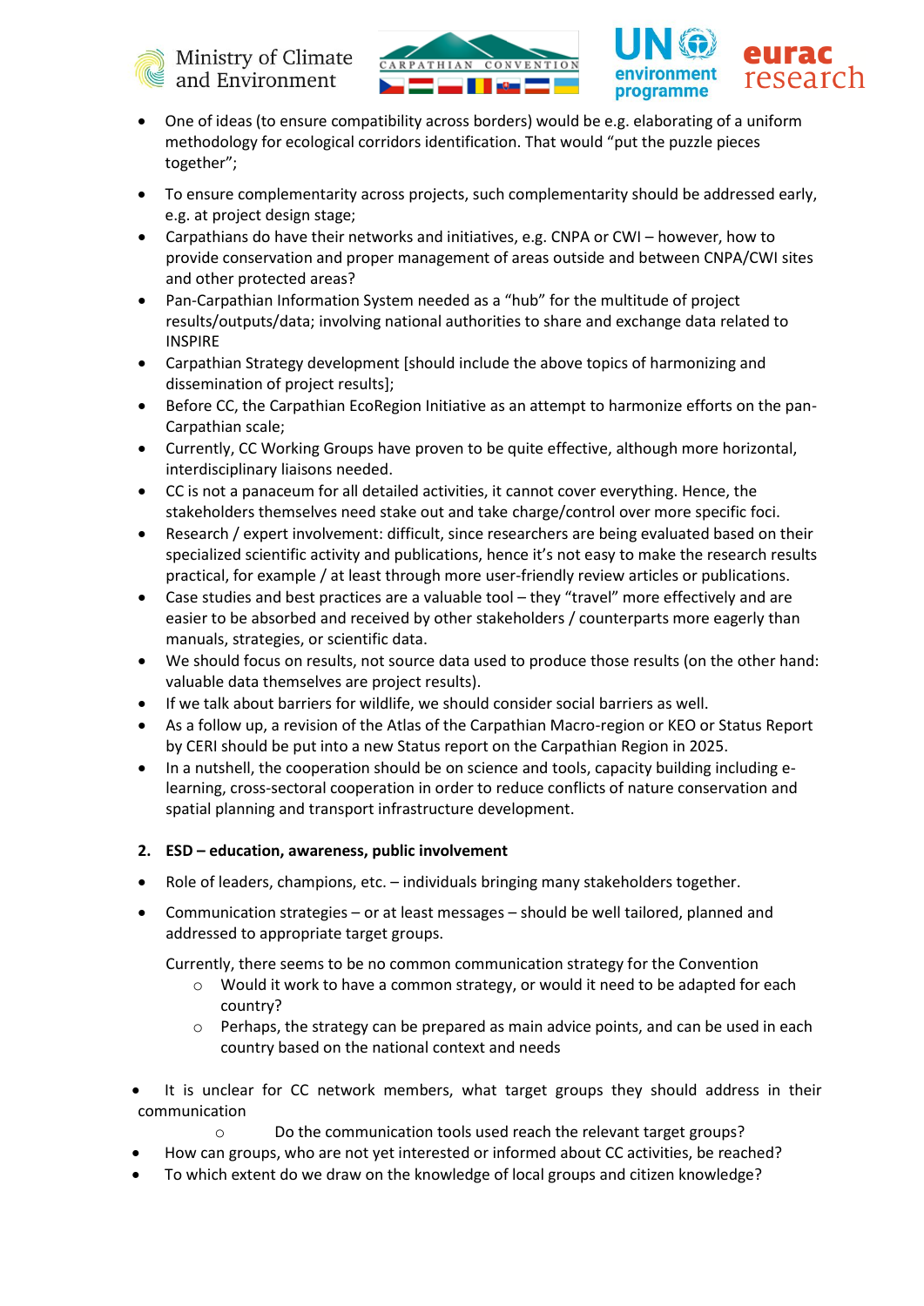- One of ideas (to ensure compatibility across borders) would be e.g. elaborating of a uniform methodology for ecological corridors identification. That would "put the puzzle pieces together";
- To ensure complementarity across projects, such complementarity should be addressed early, e.g. at project design stage;
- Carpathians do have their networks and initiatives, e.g. CNPA or CWI – however, how to provide conservation and proper management of areas outside and between CNPA/CWI sites and other protected areas?
- Pan-Carpathian Information System needed as a "hub" for the multitude of project results/outputs/data; involving national authorities to share and exchange data related to INSPIRE
- Carpathian Strategy development [should include the above topics of harmonizing and dissemination of project results];
- Before CC, the Carpathian EcoRegion Initiative as an attempt to harmonize efforts on the pan-Carpathian scale;
- Currently, CC Working Groups have proven to be quite effective, although more horizontal, interdisciplinary liaisons needed.
- CC is not a panaceum for all detailed activities, it cannot cover everything. Hence, the stakeholders themselves need stake out and take charge/control over more specific foci.
- Research / expert involvement: difficult, since researchers are being evaluated based on their specialized scientific activity and publications, hence it's not easy to make the research results practical, for example / at least through more user-friendly review articles or publications.
- Case studies and best practices are a valuable tool – they "travel" more effectively and are easier to be absorbed and received by other stakeholders / counterparts more eagerly than manuals, strategies, or scientific data.
- We should focus on results, not source data used to produce those results (on the other hand: valuable data themselves are project results).
- If we talk about barriers for wildlife, we should consider social barriers as well.
- As a follow up, a revision of the Atlas of the Carpathian Macro-region or KEO or Status Report by CERI should be put into a new Status report on the Carpathian Region in 2025.
- In a nutshell, the cooperation should be on science and tools, capacity building including e-learning, cross-sectoral cooperation in order to reduce conflicts of nature conservation and spatial planning and transport infrastructure development.

**2. ESD – education, awareness, public involvement**

- Role of leaders, champions, etc. – individuals bringing many stakeholders together.
- Communication strategies – or at least messages – should be well tailored, planned and addressed to appropriate target groups.

  Currently, there seems to be no common communication strategy for the Convention
  - Would it work to have a common strategy, or would it need to be adapted for each country?
  - Perhaps, the strategy can be prepared as main advice points, and can be used in each country based on the national context and needs

- It is unclear for CC network members, what target groups they should address in their communication
  - Do the communication tools used reach the relevant target groups?
- How can groups, who are not yet interested or informed about CC activities, be reached?
- To which extent do we draw on the knowledge of local groups and citizen knowledge?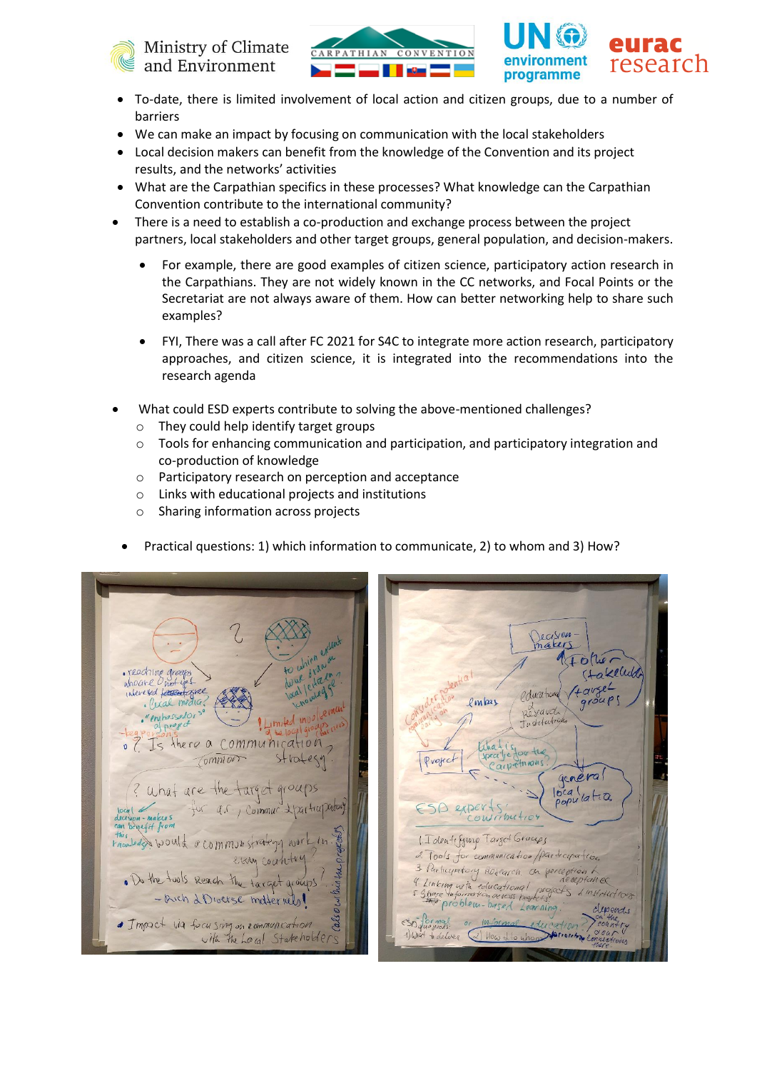- To-date, there is limited involvement of local action and citizen groups, due to a number of barriers
- We can make an impact by focusing on communication with the local stakeholders
- Local decision makers can benefit from the knowledge of the Convention and its project results, and the networks' activities
- What are the Carpathian specifics in these processes? What knowledge can the Carpathian Convention contribute to the international community?
- There is a need to establish a co-production and exchange process between the project partners, local stakeholders and other target groups, general population, and decision-makers.
  - For example, there are good examples of citizen science, participatory action research in the Carpathians. They are not widely known in the CC networks, and Focal Points or the Secretariat are not always aware of them. How can better networking help to share such examples?
  - FYI, There was a call after FC 2021 for S4C to integrate more action research, participatory approaches, and citizen science, it is integrated into the recommendations into the research agenda

- What could ESD experts contribute to solving the above-mentioned challenges?
  - They could help identify target groups
  - Tools for enhancing communication and participation, and participatory integration and co-production of knowledge
  - Participatory research on perception and acceptance
  - Links with educational projects and institutions
  - Sharing information across projects

- Practical questions: 1) which information to communicate, 2) to whom and 3) How?